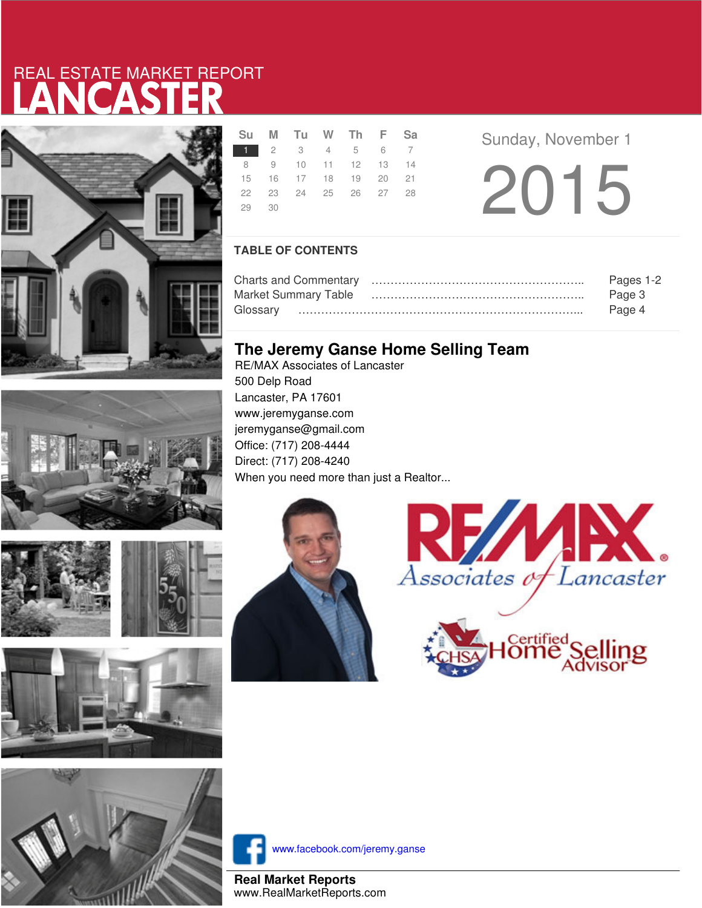REAL ESTATE MARKET REPORT

# LANCASTER

| Su | M | Tu | W | Th | F | Sa |
|---|---|---|---|---|---|---|
| 1 | 2 | 3 | 4 | 5 | 6 | 7 |
| 8 | 9 | 10 | 11 | 12 | 13 | 14 |
| 15 | 16 | 17 | 18 | 19 | 20 | 21 |
| 22 | 23 | 24 | 25 | 26 | 27 | 28 |
| 29 | 30 | | | | | |

Sunday, November 1

2015

## TABLE OF CONTENTS

| | |
|---|---|
| Charts and Commentary | Pages 1-2 |
| Market Summary Table | Page 3 |
| Glossary | Page 4 |

## The Jeremy Ganse Home Selling Team

RE/MAX Associates of Lancaster
500 Delp Road
Lancaster, PA 17601
www.jeremyganse.com
jeremyganse@gmail.com
Office: (717) 208-4444
Direct: (717) 208-4240
When you need more than just a Realtor...

RE/MAX Associates of Lancaster

CHSA Certified Home Selling Advisor

www.facebook.com/jeremy.ganse

**Real Market Reports**
www.RealMarketReports.com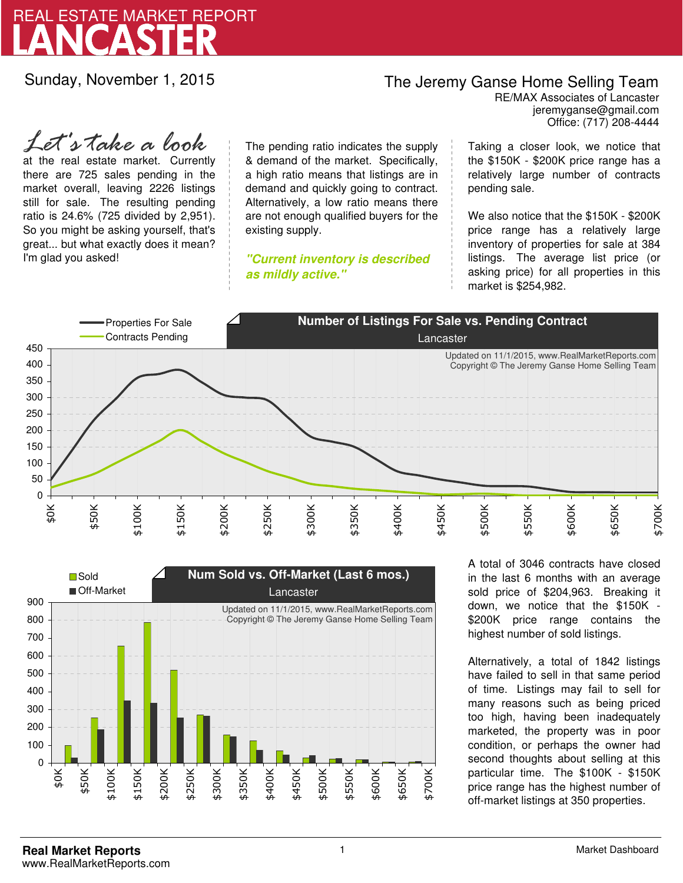# REAL ESTATE MARKET REPORT
# LANCASTER

Sunday, November 1, 2015

**The Jeremy Ganse Home Selling Team**
RE/MAX Associates of Lancaster
jeremyganse@gmail.com
Office: (717) 208-4444

*Let's take a look* at the real estate market. Currently there are 725 sales pending in the market overall, leaving 2226 listings still for sale. The resulting pending ratio is 24.6% (725 divided by 2,951). So you might be asking yourself, that's great... but what exactly does it mean? I'm glad you asked!

The pending ratio indicates the supply & demand of the market. Specifically, a high ratio means that listings are in demand and quickly going to contract. Alternatively, a low ratio means there are not enough qualified buyers for the existing supply.

***"Current inventory is described as mildly active."***

Taking a closer look, we notice that the \$150K - \$200K price range has a relatively large number of contracts pending sale.

We also notice that the \$150K - \$200K price range has a relatively large inventory of properties for sale at 384 listings. The average list price (or asking price) for all properties in this market is \$254,982.

**Number of Listings For Sale vs. Pending Contract**
Lancaster

Properties For Sale
Contracts Pending

Updated on 11/1/2015, www.RealMarketReports.com
Copyright © The Jeremy Ganse Home Selling Team

**Num Sold vs. Off-Market (Last 6 mos.)**
Lancaster

Sold
Off-Market

Updated on 11/1/2015, www.RealMarketReports.com
Copyright © The Jeremy Ganse Home Selling Team

A total of 3046 contracts have closed in the last 6 months with an average sold price of \$204,963. Breaking it down, we notice that the \$150K - \$200K price range contains the highest number of sold listings.

Alternatively, a total of 1842 listings have failed to sell in that same period of time. Listings may fail to sell for many reasons such as being priced too high, having been inadequately marketed, the property was in poor condition, or perhaps the owner had second thoughts about selling at this particular time. The \$100K - \$150K price range has the highest number of off-market listings at 350 properties.

**Real Market Reports**
www.RealMarketReports.com

Market Dashboard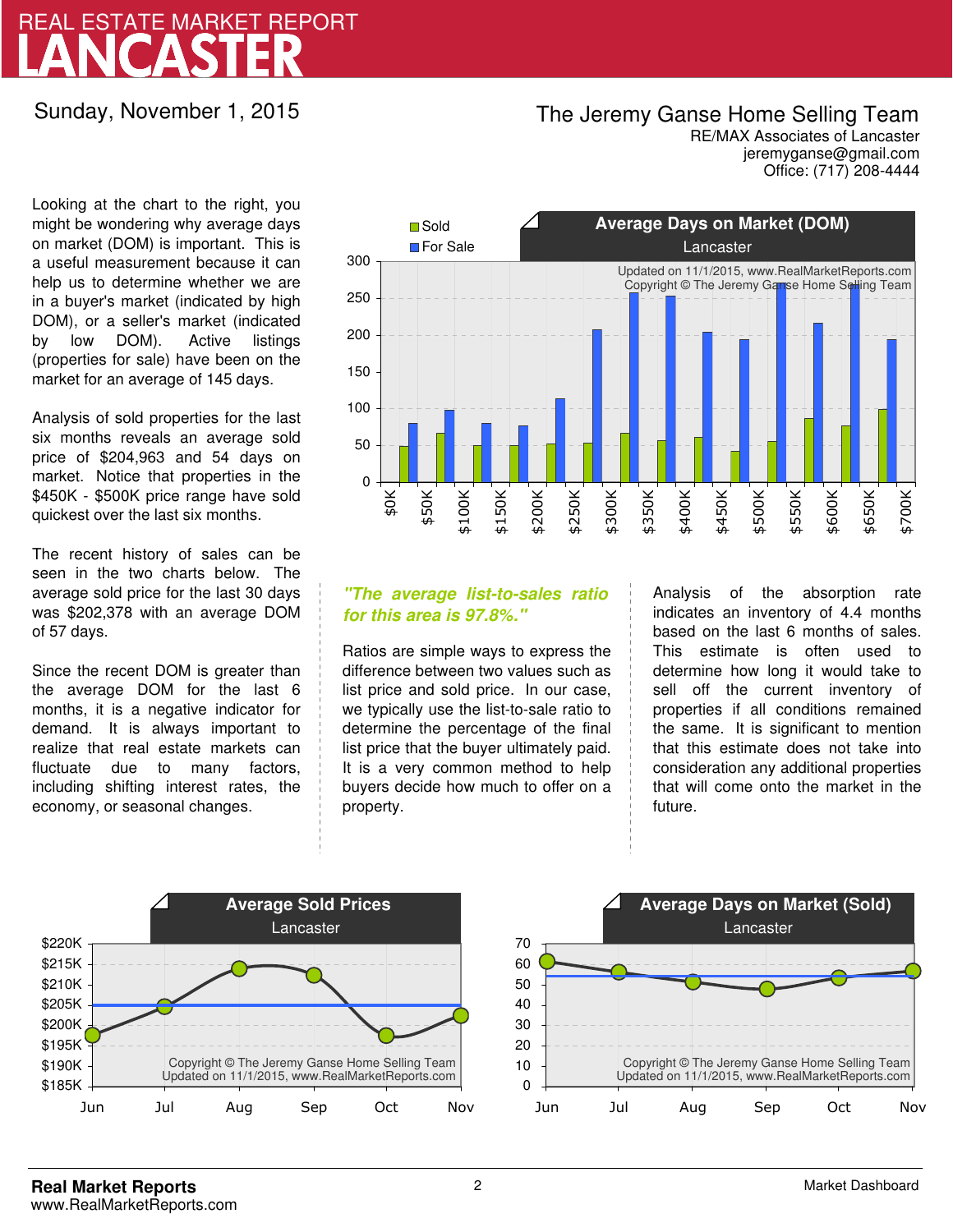# REAL ESTATE MARKET REPORT
# LANCASTER

Sunday, November 1, 2015

**The Jeremy Ganse Home Selling Team**
RE/MAX Associates of Lancaster
jeremyganse@gmail.com
Office: (717) 208-4444

Looking at the chart to the right, you might be wondering why average days on market (DOM) is important. This is a useful measurement because it can help us to determine whether we are in a buyer's market (indicated by high DOM), or a seller's market (indicated by low DOM). Active listings (properties for sale) have been on the market for an average of 145 days.

Analysis of sold properties for the last six months reveals an average sold price of $204,963 and 54 days on market. Notice that properties in the $450K - $500K price range have sold quickest over the last six months.

The recent history of sales can be seen in the two charts below. The average sold price for the last 30 days was $202,378 with an average DOM of 57 days.

Since the recent DOM is greater than the average DOM for the last 6 months, it is a negative indicator for demand. It is always important to realize that real estate markets can fluctuate due to many factors, including shifting interest rates, the economy, or seasonal changes.

## Average Days on Market (DOM)
Lancaster

Sold / For Sale

Updated on 11/1/2015, www.RealMarketReports.com
Copyright © The Jeremy Ganse Home Selling Team

*"The average list-to-sales ratio for this area is 97.8%."*

Ratios are simple ways to express the difference between two values such as list price and sold price. In our case, we typically use the list-to-sale ratio to determine the percentage of the final list price that the buyer ultimately paid. It is a very common method to help buyers decide how much to offer on a property.

Analysis of the absorption rate indicates an inventory of 4.4 months based on the last 6 months of sales. This estimate is often used to determine how long it would take to sell off the current inventory of properties if all conditions remained the same. It is significant to mention that this estimate does not take into consideration any additional properties that will come onto the market in the future.

## Average Sold Prices
Lancaster

Copyright © The Jeremy Ganse Home Selling Team
Updated on 11/1/2015, www.RealMarketReports.com

## Average Days on Market (Sold)
Lancaster

Copyright © The Jeremy Ganse Home Selling Team
Updated on 11/1/2015, www.RealMarketReports.com

**Real Market Reports**
www.RealMarketReports.com

Market Dashboard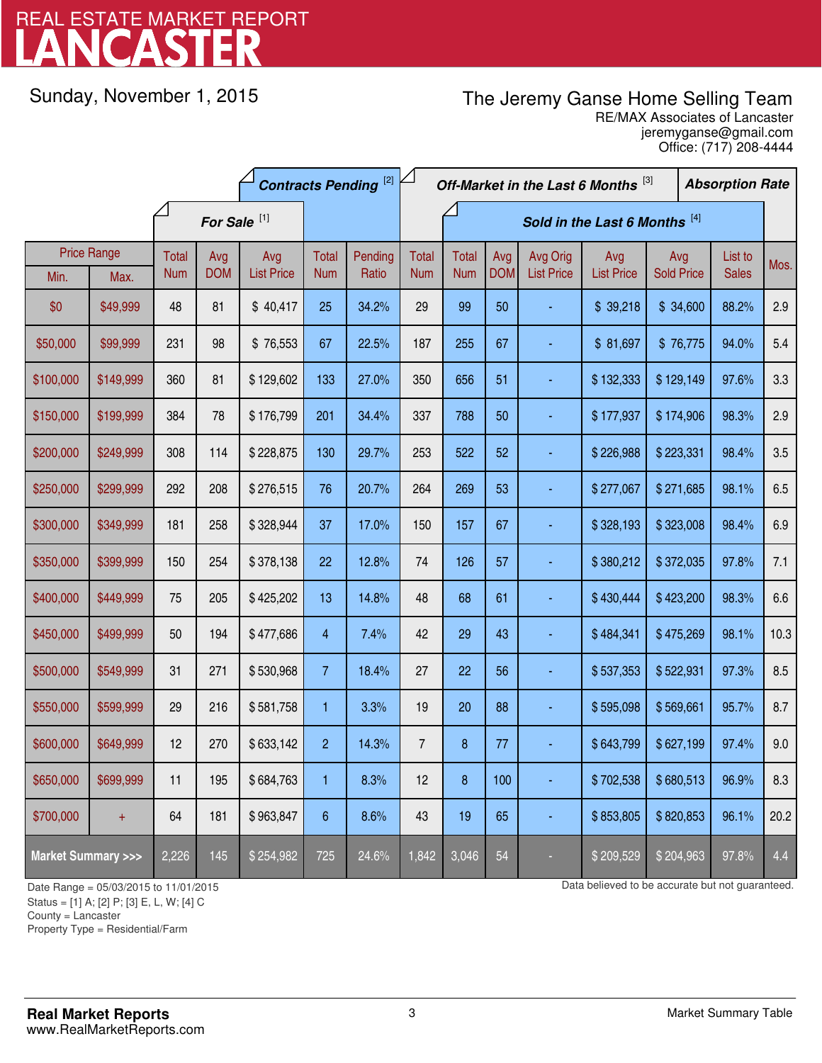# LANCASTER

REAL ESTATE MARKET REPORT

Sunday, November 1, 2015

The Jeremy Ganse Home Selling Team
RE/MAX Associates of Lancaster
jeremyganse@gmail.com
Office: (717) 208-4444

| Price Range | | For Sale [1] | | | Contracts Pending [2] | | Off-Market in the Last 6 Months [3] | Sold in the Last 6 Months [4] | | | | | | Absorption Rate |
|---|---|---|---|---|---|---|---|---|---|---|---|---|---|---|
| Min. | Max. | Total Num | Avg DOM | Avg List Price | Total Num | Pending Ratio | Total Num | Total Num | Avg DOM | Avg Orig List Price | Avg List Price | Avg Sold Price | List to Sales | Mos. |
| $0 | $49,999 | 48 | 81 | $ 40,417 | 25 | 34.2% | 29 | 99 | 50 | - | $ 39,218 | $ 34,600 | 88.2% | 2.9 |
| $50,000 | $99,999 | 231 | 98 | $ 76,553 | 67 | 22.5% | 187 | 255 | 67 | - | $ 81,697 | $ 76,775 | 94.0% | 5.4 |
| $100,000 | $149,999 | 360 | 81 | $ 129,602 | 133 | 27.0% | 350 | 656 | 51 | - | $ 132,333 | $ 129,149 | 97.6% | 3.3 |
| $150,000 | $199,999 | 384 | 78 | $ 176,799 | 201 | 34.4% | 337 | 788 | 50 | - | $ 177,937 | $ 174,906 | 98.3% | 2.9 |
| $200,000 | $249,999 | 308 | 114 | $ 228,875 | 130 | 29.7% | 253 | 522 | 52 | - | $ 226,988 | $ 223,331 | 98.4% | 3.5 |
| $250,000 | $299,999 | 292 | 208 | $ 276,515 | 76 | 20.7% | 264 | 269 | 53 | - | $ 277,067 | $ 271,685 | 98.1% | 6.5 |
| $300,000 | $349,999 | 181 | 258 | $ 328,944 | 37 | 17.0% | 150 | 157 | 67 | - | $ 328,193 | $ 323,008 | 98.4% | 6.9 |
| $350,000 | $399,999 | 150 | 254 | $ 378,138 | 22 | 12.8% | 74 | 126 | 57 | - | $ 380,212 | $ 372,035 | 97.8% | 7.1 |
| $400,000 | $449,999 | 75 | 205 | $ 425,202 | 13 | 14.8% | 48 | 68 | 61 | - | $ 430,444 | $ 423,200 | 98.3% | 6.6 |
| $450,000 | $499,999 | 50 | 194 | $ 477,686 | 4 | 7.4% | 42 | 29 | 43 | - | $ 484,341 | $ 475,269 | 98.1% | 10.3 |
| $500,000 | $549,999 | 31 | 271 | $ 530,968 | 7 | 18.4% | 27 | 22 | 56 | - | $ 537,353 | $ 522,931 | 97.3% | 8.5 |
| $550,000 | $599,999 | 29 | 216 | $ 581,758 | 1 | 3.3% | 19 | 20 | 88 | - | $ 595,098 | $ 569,661 | 95.7% | 8.7 |
| $600,000 | $649,999 | 12 | 270 | $ 633,142 | 2 | 14.3% | 7 | 8 | 77 | - | $ 643,799 | $ 627,199 | 97.4% | 9.0 |
| $650,000 | $699,999 | 11 | 195 | $ 684,763 | 1 | 8.3% | 12 | 8 | 100 | - | $ 702,538 | $ 680,513 | 96.9% | 8.3 |
| $700,000 | + | 64 | 181 | $ 963,847 | 6 | 8.6% | 43 | 19 | 65 | - | $ 853,805 | $ 820,853 | 96.1% | 20.2 |
| **Market Summary >>>** | | 2,226 | 145 | $ 254,982 | 725 | 24.6% | 1,842 | 3,046 | 54 | - | $ 209,529 | $ 204,963 | 97.8% | 4.4 |

Date Range = 05/03/2015 to 11/01/2015
Status = [1] A; [2] P; [3] E, L, W; [4] C
County = Lancaster
Property Type = Residential/Farm

Data believed to be accurate but not guaranteed.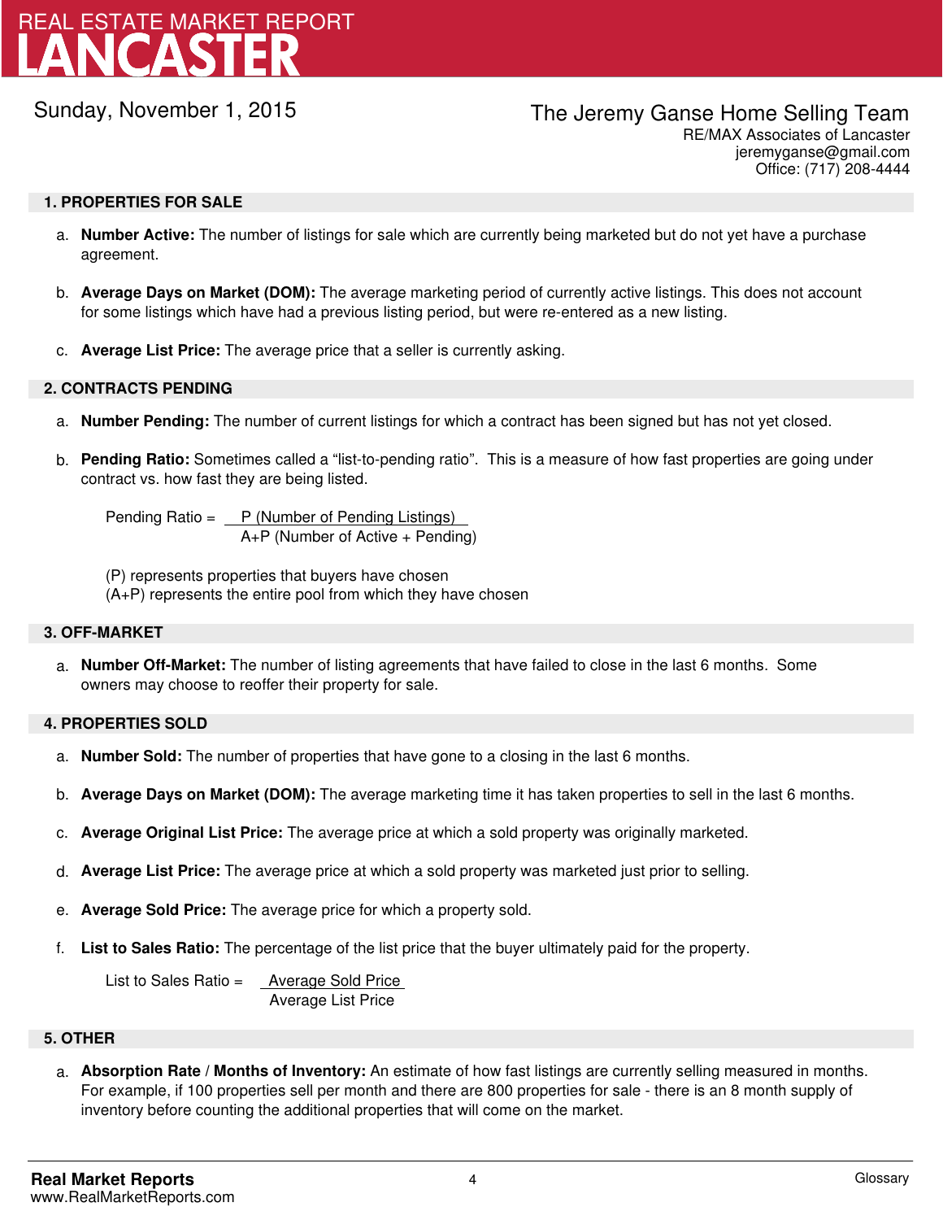# LANCASTER REAL ESTATE MARKET REPORT

Sunday, November 1, 2015

**The Jeremy Ganse Home Selling Team**
RE/MAX Associates of Lancaster
jeremyganse@gmail.com
Office: (717) 208-4444

## 1. PROPERTIES FOR SALE

a. **Number Active:** The number of listings for sale which are currently being marketed but do not yet have a purchase agreement.

b. **Average Days on Market (DOM):** The average marketing period of currently active listings. This does not account for some listings which have had a previous listing period, but were re-entered as a new listing.

c. **Average List Price:** The average price that a seller is currently asking.

## 2. CONTRACTS PENDING

a. **Number Pending:** The number of current listings for which a contract has been signed but has not yet closed.

b. **Pending Ratio:** Sometimes called a "list-to-pending ratio". This is a measure of how fast properties are going under contract vs. how fast they are being listed.

$$\text{Pending Ratio} = \frac{\text{P (Number of Pending Listings)}}{\text{A+P (Number of Active + Pending)}}$$

(P) represents properties that buyers have chosen
(A+P) represents the entire pool from which they have chosen

## 3. OFF-MARKET

a. **Number Off-Market:** The number of listing agreements that have failed to close in the last 6 months. Some owners may choose to reoffer their property for sale.

## 4. PROPERTIES SOLD

a. **Number Sold:** The number of properties that have gone to a closing in the last 6 months.

b. **Average Days on Market (DOM):** The average marketing time it has taken properties to sell in the last 6 months.

c. **Average Original List Price:** The average price at which a sold property was originally marketed.

d. **Average List Price:** The average price at which a sold property was marketed just prior to selling.

e. **Average Sold Price:** The average price for which a property sold.

f. **List to Sales Ratio:** The percentage of the list price that the buyer ultimately paid for the property.

$$\text{List to Sales Ratio} = \frac{\text{Average Sold Price}}{\text{Average List Price}}$$

## 5. OTHER

a. **Absorption Rate / Months of Inventory:** An estimate of how fast listings are currently selling measured in months. For example, if 100 properties sell per month and there are 800 properties for sale - there is an 8 month supply of inventory before counting the additional properties that will come on the market.